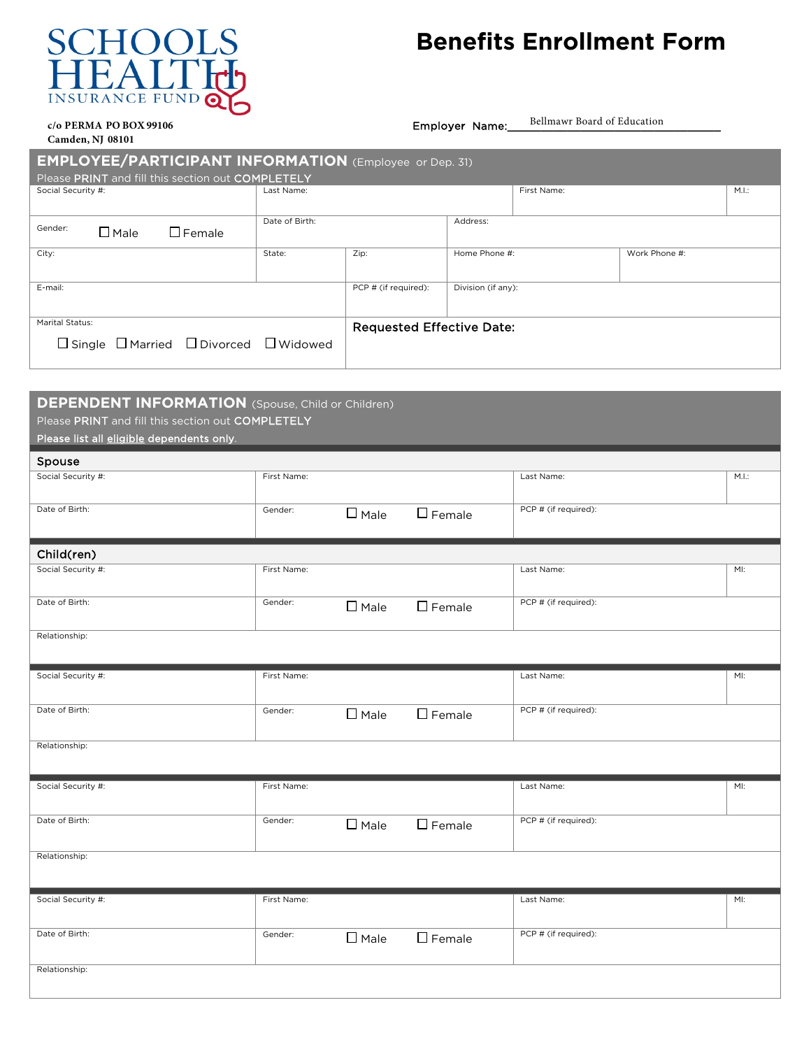# SCHOOLS HEALTH INSURANCE FUND

c/o PERMA PO BOX 99106
Camden, NJ 08101

# Benefits Enrollment Form

Employer Name: Bellmawr Board of Education

## EMPLOYEE/PARTICIPANT INFORMATION (Employee or Dep. 31)

Please PRINT and fill this section out COMPLETELY

| Social Security #: | Last Name: | | | First Name: | M.I.: |
|---|---|---|---|---|---|
| Gender: ☐ Male ☐ Female | Date of Birth: | | Address: | | |
| City: | State: | Zip: | Home Phone #: | Work Phone #: | |
| E-mail: | | PCP # (if required): | Division (if any): | | |
| Marital Status: ☐ Single ☐ Married ☐ Divorced ☐ Widowed | | Requested Effective Date: | | | |

## DEPENDENT INFORMATION (Spouse, Child or Children)

Please PRINT and fill this section out COMPLETELY

Please list all eligible dependents only.

### Spouse

| Social Security #: | First Name: | Last Name: | M.I.: |
|---|---|---|---|
| Date of Birth: | Gender: ☐ Male ☐ Female | PCP # (if required): | |

### Child(ren)

| Social Security #: | First Name: | Last Name: | MI: |
|---|---|---|---|
| Date of Birth: | Gender: ☐ Male ☐ Female | PCP # (if required): | |
| Relationship: | | | |

| Social Security #: | First Name: | Last Name: | MI: |
|---|---|---|---|
| Date of Birth: | Gender: ☐ Male ☐ Female | PCP # (if required): | |
| Relationship: | | | |

| Social Security #: | First Name: | Last Name: | MI: |
|---|---|---|---|
| Date of Birth: | Gender: ☐ Male ☐ Female | PCP # (if required): | |
| Relationship: | | | |

| Social Security #: | First Name: | Last Name: | MI: |
|---|---|---|---|
| Date of Birth: | Gender: ☐ Male ☐ Female | PCP # (if required): | |
| Relationship: | | | |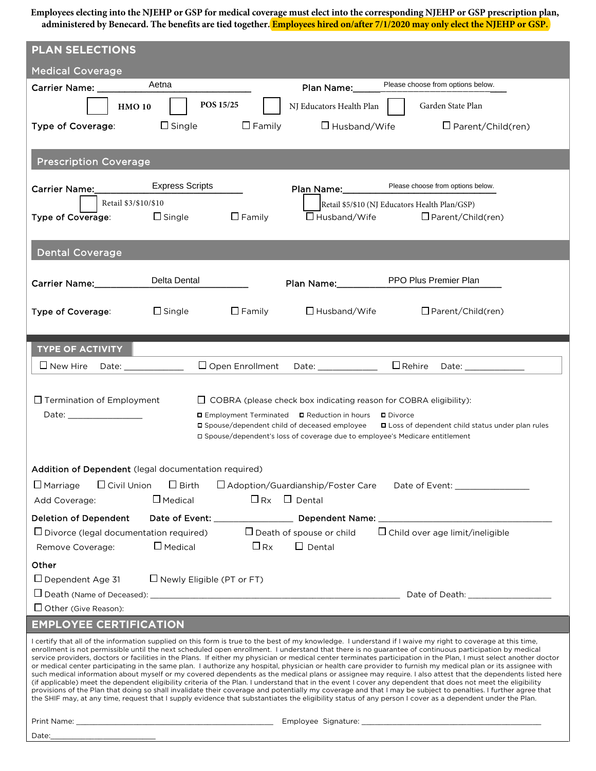**Employees electing into the NJEHP or GSP for medical coverage must elect into the corresponding NJEHP or GSP prescription plan, administered by Benecard. The benefits are tied together. Employees hired on/after 7/1/2020 may only elect the NJEHP or GSP.**

## PLAN SELECTIONS

### Medical Coverage

Carrier Name: Aetna

Plan Name: Please choose from options below.

☐ HMO 10 ☐ POS 15/25 ☐ NJ Educators Health Plan ☐ Garden State Plan

Type of Coverage: ☐ Single ☐ Family ☐ Husband/Wife ☐ Parent/Child(ren)

### Prescription Coverage

Carrier Name: Express Scripts

Plan Name: Please choose from options below.

☐ Retail $3/$10/$10 ☐ Retail $5/$10 (NJ Educators Health Plan/GSP)

Type of Coverage: ☐ Single ☐ Family ☐ Husband/Wife ☐ Parent/Child(ren)

### Dental Coverage

Carrier Name: Delta Dental

Plan Name: PPO Plus Premier Plan

Type of Coverage: ☐ Single ☐ Family ☐ Husband/Wife ☐ Parent/Child(ren)

## TYPE OF ACTIVITY

☐ New Hire Date: ____________ ☐ Open Enrollment Date: ____________ ☐ Rehire Date: ____________

☐ Termination of Employment

Date: _______________

☐ COBRA (please check box indicating reason for COBRA eligibility):

- ☐ Employment Terminated
- ☐ Reduction in hours
- ☐ Divorce
- ☐ Spouse/dependent child of deceased employee
- ☐ Loss of dependent child status under plan rules
- ☐ Spouse/dependent's loss of coverage due to employee's Medicare entitlement

**Addition of Dependent** (legal documentation required)

☐ Marriage ☐ Civil Union ☐ Birth ☐ Adoption/Guardianship/Foster Care Date of Event: _______________

Add Coverage: ☐ Medical ☐ Rx ☐ Dental

**Deletion of Dependent** Date of Event: _______________ Dependent Name: _______________

☐ Divorce (legal documentation required) ☐ Death of spouse or child ☐ Child over age limit/ineligible

Remove Coverage: ☐ Medical ☐ Rx ☐ Dental

**Other**

☐ Dependent Age 31 ☐ Newly Eligible (PT or FT)

☐ Death (Name of Deceased): _______________________________________ Date of Death: _______________

☐ Other (Give Reason):

## EMPLOYEE CERTIFICATION

I certify that all of the information supplied on this form is true to the best of my knowledge. I understand if I waive my right to coverage at this time, enrollment is not permissible until the next scheduled open enrollment. I understand that there is no guarantee of continuous participation by medical service providers, doctors or facilities in the Plans. If either my physician or medical center terminates participation in the Plan, I must select another doctor or medical center participating in the same plan. I authorize any hospital, physician or health care provider to furnish my medical plan or its assignee with such medical information about myself or my covered dependents as the medical plans or assignee may require. I also attest that the dependents listed here (if applicable) meet the dependent eligibility criteria of the Plan. I understand that in the event I cover any dependent that does not meet the eligibility provisions of the Plan that doing so shall invalidate their coverage and potentially my coverage and that I may be subject to penalties. I further agree that the SHIF may, at any time, request that I supply evidence that substantiates the eligibility status of any person I cover as a dependent under the Plan.

Print Name: _______________________________________ Employee Signature: _______________________________________

Date: _______________________